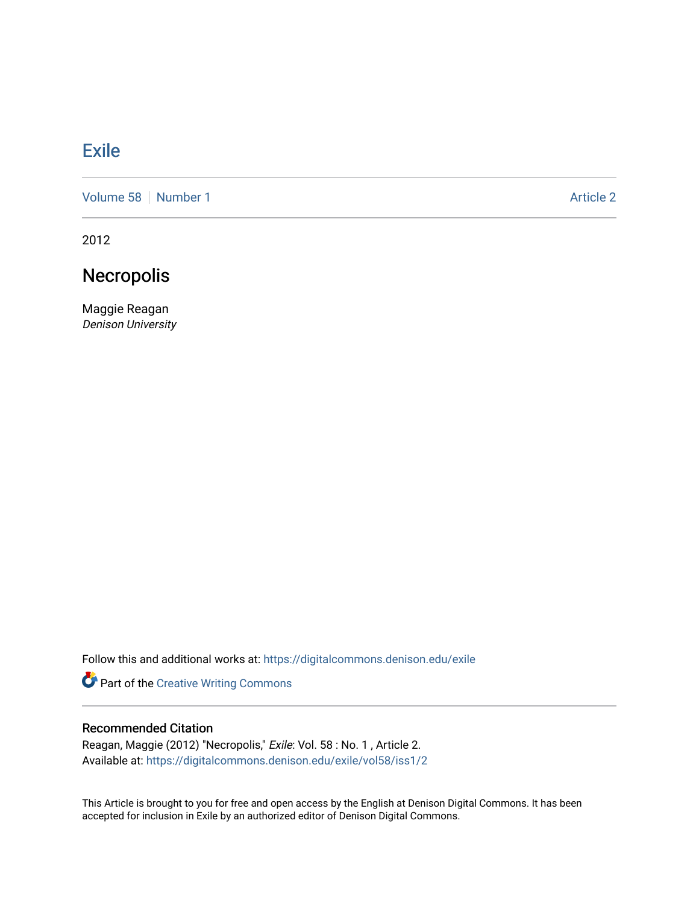# Exile

Volume 58 | Number 1 | Article 2

2012

## Necropolis

Maggie Reagan
*Denison University*

Follow this and additional works at: https://digitalcommons.denison.edu/exile

Part of the Creative Writing Commons

### Recommended Citation

Reagan, Maggie (2012) "Necropolis," *Exile*: Vol. 58 : No. 1 , Article 2.
Available at: https://digitalcommons.denison.edu/exile/vol58/iss1/2

This Article is brought to you for free and open access by the English at Denison Digital Commons. It has been accepted for inclusion in Exile by an authorized editor of Denison Digital Commons.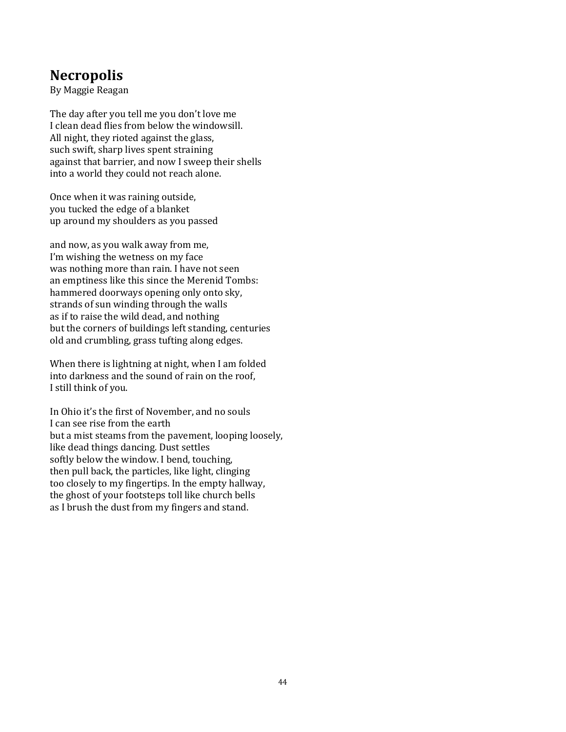## Necropolis

By Maggie Reagan

The day after you tell me you don't love me  
I clean dead flies from below the windowsill.  
All night, they rioted against the glass,  
such swift, sharp lives spent straining  
against that barrier, and now I sweep their shells  
into a world they could not reach alone.

Once when it was raining outside,  
you tucked the edge of a blanket  
up around my shoulders as you passed

and now, as you walk away from me,  
I'm wishing the wetness on my face  
was nothing more than rain. I have not seen  
an emptiness like this since the Merenid Tombs:  
hammered doorways opening only onto sky,  
strands of sun winding through the walls  
as if to raise the wild dead, and nothing  
but the corners of buildings left standing, centuries  
old and crumbling, grass tufting along edges.

When there is lightning at night, when I am folded  
into darkness and the sound of rain on the roof,  
I still think of you.

In Ohio it's the first of November, and no souls  
I can see rise from the earth  
but a mist steams from the pavement, looping loosely,  
like dead things dancing. Dust settles  
softly below the window. I bend, touching,  
then pull back, the particles, like light, clinging  
too closely to my fingertips. In the empty hallway,  
the ghost of your footsteps toll like church bells  
as I brush the dust from my fingers and stand.